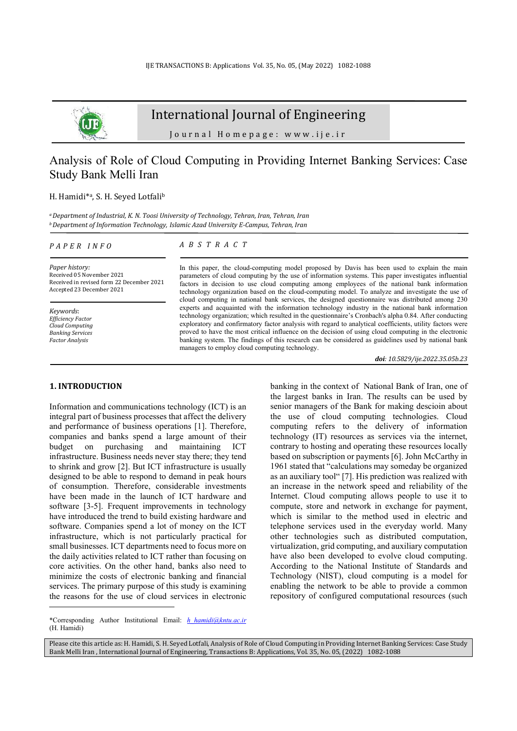# International Journal of Engineering

Journal Homepage: www.ije.ir

# Analysis of Role of Cloud Computing in Providing Internet Banking Services: Case Study Bank Melli Iran

H. Hamidi*[a], S. H. Seyed Lotfali[b]

[a] Department of Industrial, K. N. Toosi University of Technology, Tehran, Iran, Tehran, Iran
[b] Department of Information Technology, Islamic Azad University E-Campus, Tehran, Iran

*PAPER INFO*

*Paper history:*
Received 05 November 2021
Received in revised form 22 December 2021
Accepted 23 December 2021

*Keywords:*
*Efficiency Factor*
*Cloud Computing*
*Banking Services*
*Factor Analysis*

*ABSTRACT*

In this paper, the cloud-computing model proposed by Davis has been used to explain the main parameters of cloud computing by the use of information systems. This paper investigates influential factors in decision to use cloud computing among employees of the national bank information technology organization based on the cloud-computing model. To analyze and investigate the use of cloud computing in national bank services, the designed questionnaire was distributed among 230 experts and acquainted with the information technology industry in the national bank information technology organization; which resulted in the questionnaire's Cronbach's alpha 0.84. After conducting exploratory and confirmatory factor analysis with regard to analytical coefficients, utility factors were proved to have the most critical influence on the decision of using cloud computing in the electronic banking system. The findings of this research can be considered as guidelines used by national bank managers to employ cloud computing technology.

***doi**: 10.5829/ije.2022.35.05b.23*

## 1. INTRODUCTION

Information and communications technology (ICT) is an integral part of business processes that affect the delivery and performance of business operations [1]. Therefore, companies and banks spend a large amount of their budget on purchasing and maintaining ICT infrastructure. Business needs never stay there; they tend to shrink and grow [2]. But ICT infrastructure is usually designed to be able to respond to demand in peak hours of consumption. Therefore, considerable investments have been made in the launch of ICT hardware and software [3-5]. Frequent improvements in technology have introduced the trend to build existing hardware and software. Companies spend a lot of money on the ICT infrastructure, which is not particularly practical for small businesses. ICT departments need to focus more on the daily activities related to ICT rather than focusing on core activities. On the other hand, banks also need to minimize the costs of electronic banking and financial services. The primary purpose of this study is examining the reasons for the use of cloud services in electronic banking in the context of National Bank of Iran, one of the largest banks in Iran. The results can be used by senior managers of the Bank for making descioin about the use of cloud computing technologies. Cloud computing refers to the delivery of information technology (IT) resources as services via the internet, contrary to hosting and operating these resources locally based on subscription or payments [6]. John McCarthy in 1961 stated that "calculations may someday be organized as an auxiliary tool" [7]. His prediction was realized with an increase in the network speed and reliability of the Internet. Cloud computing allows people to use it to compute, store and network in exchange for payment, which is similar to the method used in electric and telephone services used in the everyday world. Many other technologies such as distributed computation, virtualization, grid computing, and auxiliary computation have also been developed to evolve cloud computing. According to the National Institute of Standards and Technology (NIST), cloud computing is a model for enabling the network to be able to provide a common repository of configured computational resources (such

*Corresponding Author Institutional Email: h_hamidi@kntu.ac.ir (H. Hamidi)

Please cite this article as: H. Hamidi, S. H. Seyed Lotfali, Analysis of Role of Cloud Computing in Providing Internet Banking Services: Case Study Bank Melli Iran , International Journal of Engineering, Transactions B: Applications, Vol. 35, No. 05, (2022) 1082-1088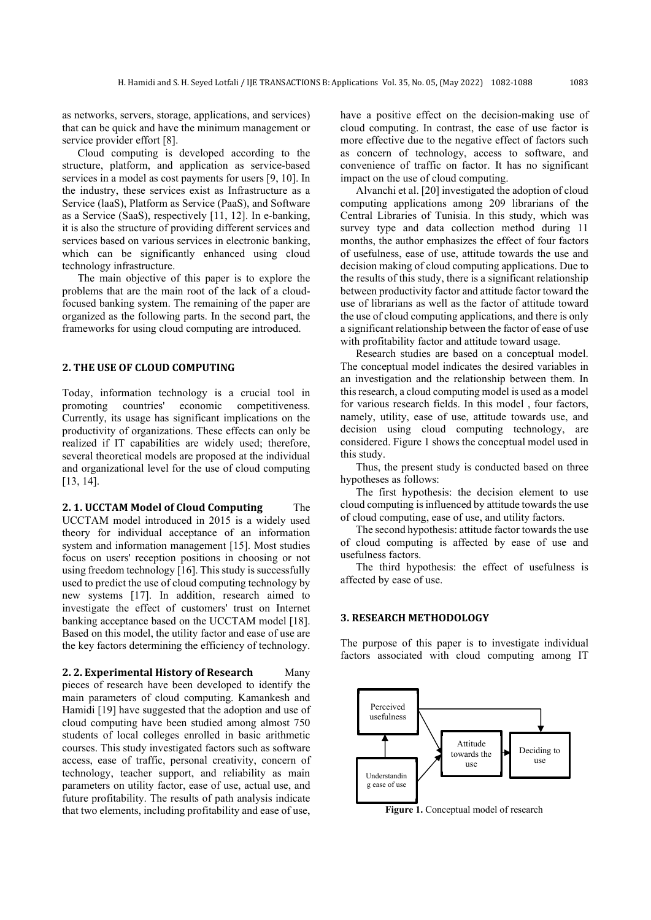as networks, servers, storage, applications, and services) that can be quick and have the minimum management or service provider effort [8].

Cloud computing is developed according to the structure, platform, and application as service-based services in a model as cost payments for users [9, 10]. In the industry, these services exist as Infrastructure as a Service (laaS), Platform as Service (PaaS), and Software as a Service (SaaS), respectively [11, 12]. In e-banking, it is also the structure of providing different services and services based on various services in electronic banking, which can be significantly enhanced using cloud technology infrastructure.

The main objective of this paper is to explore the problems that are the main root of the lack of a cloud-focused banking system. The remaining of the paper are organized as the following parts. In the second part, the frameworks for using cloud computing are introduced.

## 2. THE USE OF CLOUD COMPUTING

Today, information technology is a crucial tool in promoting countries' economic competitiveness. Currently, its usage has significant implications on the productivity of organizations. These effects can only be realized if IT capabilities are widely used; therefore, several theoretical models are proposed at the individual and organizational level for the use of cloud computing [13, 14].

### 2. 1. UCCTAM Model of Cloud Computing

The UCCTAM model introduced in 2015 is a widely used theory for individual acceptance of an information system and information management [15]. Most studies focus on users' reception positions in choosing or not using freedom technology [16]. This study is successfully used to predict the use of cloud computing technology by new systems [17]. In addition, research aimed to investigate the effect of customers' trust on Internet banking acceptance based on the UCCTAM model [18]. Based on this model, the utility factor and ease of use are the key factors determining the efficiency of technology.

### 2. 2. Experimental History of Research

Many pieces of research have been developed to identify the main parameters of cloud computing. Kamankesh and Hamidi [19] have suggested that the adoption and use of cloud computing have been studied among almost 750 students of local colleges enrolled in basic arithmetic courses. This study investigated factors such as software access, ease of traffic, personal creativity, concern of technology, teacher support, and reliability as main parameters on utility factor, ease of use, actual use, and future profitability. The results of path analysis indicate that two elements, including profitability and ease of use, have a positive effect on the decision-making use of cloud computing. In contrast, the ease of use factor is more effective due to the negative effect of factors such as concern of technology, access to software, and convenience of traffic on factor. It has no significant impact on the use of cloud computing.

Alvanchi et al. [20] investigated the adoption of cloud computing applications among 209 librarians of the Central Libraries of Tunisia. In this study, which was survey type and data collection method during 11 months, the author emphasizes the effect of four factors of usefulness, ease of use, attitude towards the use and decision making of cloud computing applications. Due to the results of this study, there is a significant relationship between productivity factor and attitude factor toward the use of librarians as well as the factor of attitude toward the use of cloud computing applications, and there is only a significant relationship between the factor of ease of use with profitability factor and attitude toward usage.

Research studies are based on a conceptual model. The conceptual model indicates the desired variables in an investigation and the relationship between them. In this research, a cloud computing model is used as a model for various research fields. In this model , four factors, namely, utility, ease of use, attitude towards use, and decision using cloud computing technology, are considered. Figure 1 shows the conceptual model used in this study.

Thus, the present study is conducted based on three hypotheses as follows:

The first hypothesis: the decision element to use cloud computing is influenced by attitude towards the use of cloud computing, ease of use, and utility factors.

The second hypothesis: attitude factor towards the use of cloud computing is affected by ease of use and usefulness factors.

The third hypothesis: the effect of usefulness is affected by ease of use.

## 3. RESEARCH METHODOLOGY

The purpose of this paper is to investigate individual factors associated with cloud computing among IT

Perceived usefulness

Understanding ease of use

Attitude towards the use

Deciding to use

**Figure 1.** Conceptual model of research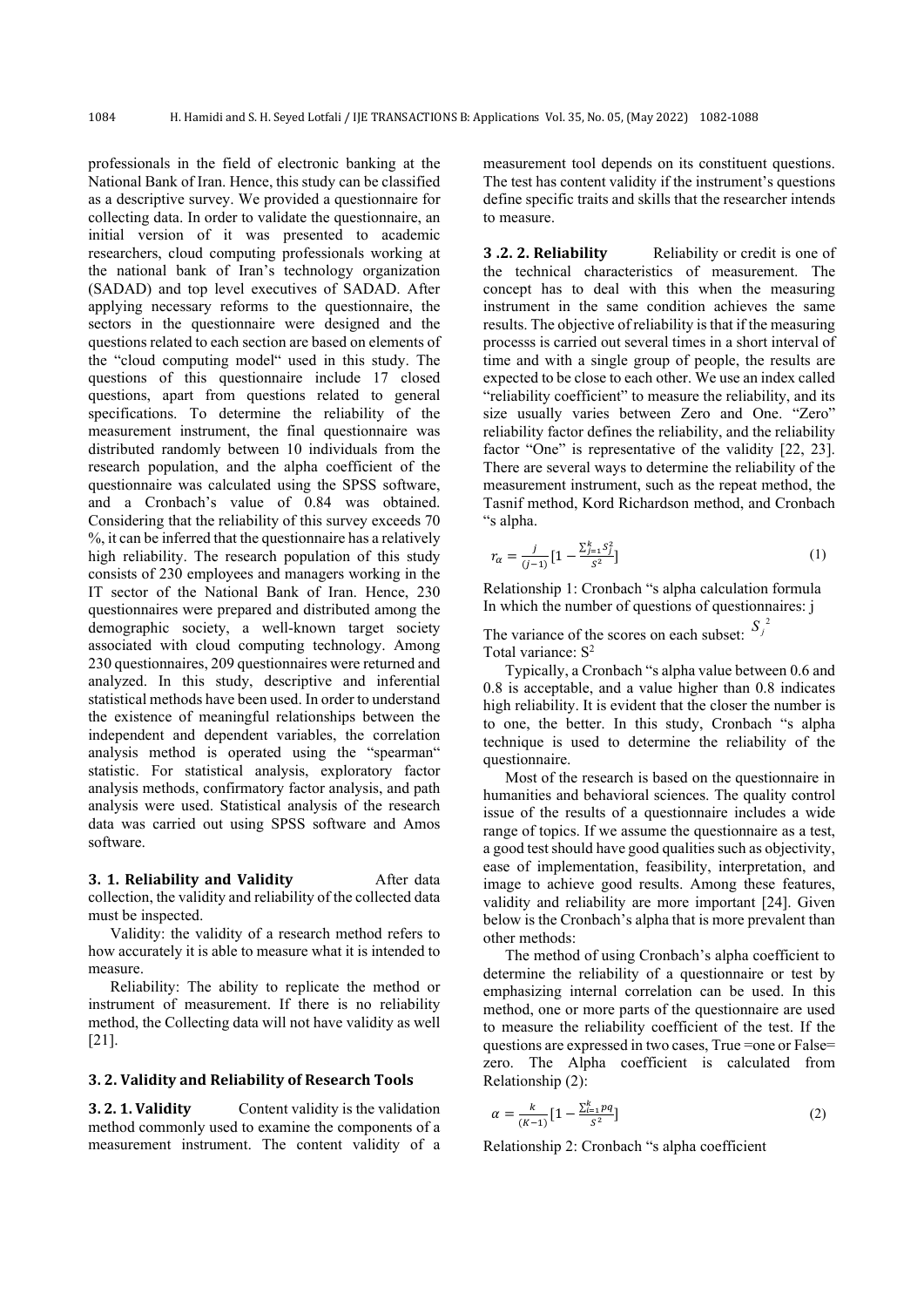professionals in the field of electronic banking at the National Bank of Iran. Hence, this study can be classified as a descriptive survey. We provided a questionnaire for collecting data. In order to validate the questionnaire, an initial version of it was presented to academic researchers, cloud computing professionals working at the national bank of Iran's technology organization (SADAD) and top level executives of SADAD. After applying necessary reforms to the questionnaire, the sectors in the questionnaire were designed and the questions related to each section are based on elements of the "cloud computing model" used in this study. The questions of this questionnaire include 17 closed questions, apart from questions related to general specifications. To determine the reliability of the measurement instrument, the final questionnaire was distributed randomly between 10 individuals from the research population, and the alpha coefficient of the questionnaire was calculated using the SPSS software, and a Cronbach's value of 0.84 was obtained. Considering that the reliability of this survey exceeds 70 %, it can be inferred that the questionnaire has a relatively high reliability. The research population of this study consists of 230 employees and managers working in the IT sector of the National Bank of Iran. Hence, 230 questionnaires were prepared and distributed among the demographic society, a well-known target society associated with cloud computing technology. Among 230 questionnaires, 209 questionnaires were returned and analyzed. In this study, descriptive and inferential statistical methods have been used. In order to understand the existence of meaningful relationships between the independent and dependent variables, the correlation analysis method is operated using the "spearman" statistic. For statistical analysis, exploratory factor analysis methods, confirmatory factor analysis, and path analysis were used. Statistical analysis of the research data was carried out using SPSS software and Amos software.

**3. 1. Reliability and Validity** After data collection, the validity and reliability of the collected data must be inspected.

Validity: the validity of a research method refers to how accurately it is able to measure what it is intended to measure.

Reliability: The ability to replicate the method or instrument of measurement. If there is no reliability method, the Collecting data will not have validity as well [21].

### 3. 2. Validity and Reliability of Research Tools

**3. 2. 1. Validity** Content validity is the validation method commonly used to examine the components of a measurement instrument. The content validity of a measurement tool depends on its constituent questions. The test has content validity if the instrument's questions define specific traits and skills that the researcher intends to measure.

**3 .2. 2. Reliability** Reliability or credit is one of the technical characteristics of measurement. The concept has to deal with this when the measuring instrument in the same condition achieves the same results. The objective of reliability is that if the measuring processs is carried out several times in a short interval of time and with a single group of people, the results are expected to be close to each other. We use an index called "reliability coefficient" to measure the reliability, and its size usually varies between Zero and One. "Zero" reliability factor defines the reliability, and the reliability factor "One" is representative of the validity [22, 23]. There are several ways to determine the reliability of the measurement instrument, such as the repeat method, the Tasnif method, Kord Richardson method, and Cronbach "s alpha.

$$r_\alpha = \frac{j}{(j-1)}\left[1 - \frac{\sum_{j=1}^{k} S_j^2}{S^2}\right] \tag{1}$$

Relationship 1: Cronbach "s alpha calculation formula
In which the number of questions of questionnaires: j

The variance of the scores on each subset: $S_j^2$
Total variance: $S^2$

Typically, a Cronbach "s alpha value between 0.6 and 0.8 is acceptable, and a value higher than 0.8 indicates high reliability. It is evident that the closer the number is to one, the better. In this study, Cronbach "s alpha technique is used to determine the reliability of the questionnaire.

Most of the research is based on the questionnaire in humanities and behavioral sciences. The quality control issue of the results of a questionnaire includes a wide range of topics. If we assume the questionnaire as a test, a good test should have good qualities such as objectivity, ease of implementation, feasibility, interpretation, and image to achieve good results. Among these features, validity and reliability are more important [24]. Given below is the Cronbach's alpha that is more prevalent than other methods:

The method of using Cronbach's alpha coefficient to determine the reliability of a questionnaire or test by emphasizing internal correlation can be used. In this method, one or more parts of the questionnaire are used to measure the reliability coefficient of the test. If the questions are expressed in two cases, True =one or False= zero. The Alpha coefficient is calculated from Relationship (2):

$$\alpha = \frac{k}{(K-1)}\left[1 - \frac{\sum_{i=1}^{k} pq}{S^2}\right] \tag{2}$$

Relationship 2: Cronbach "s alpha coefficient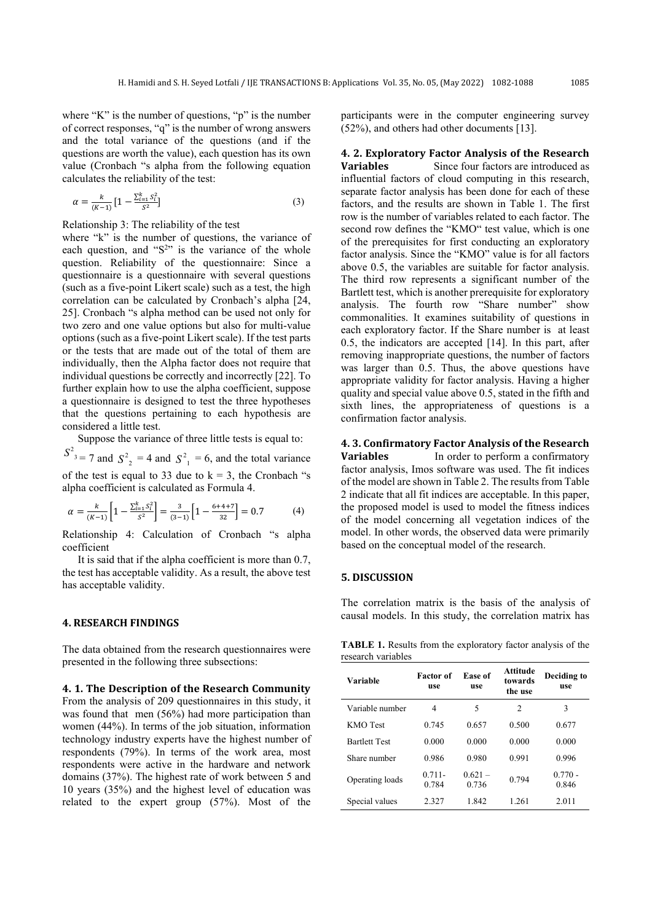where "K" is the number of questions, "p" is the number of correct responses, "q" is the number of wrong answers and the total variance of the questions (and if the questions are worth the value), each question has its own value (Cronbach "s alpha from the following equation calculates the reliability of the test:

$$\alpha = \frac{k}{(K-1)}\left[1 - \frac{\sum_{i=1}^{k} S_i^2}{S^2}\right] \tag{3}$$

Relationship 3: The reliability of the test

where "k" is the number of questions, the variance of each question, and "$S^2$" is the variance of the whole question. Reliability of the questionnaire: Since a questionnaire is a questionnaire with several questions (such as a five-point Likert scale) such as a test, the high correlation can be calculated by Cronbach's alpha [24, 25]. Cronbach "s alpha method can be used not only for two zero and one value options but also for multi-value options (such as a five-point Likert scale). If the test parts or the tests that are made out of the total of them are individually, then the Alpha factor does not require that individual questions be correctly and incorrectly [22]. To further explain how to use the alpha coefficient, suppose a questionnaire is designed to test the three hypotheses that the questions pertaining to each hypothesis are considered a little test.

Suppose the variance of three little tests is equal to: $S^2_3 = 7$ and $S^2_2 = 4$ and $S^2_1 = 6$, and the total variance of the test is equal to 33 due to $k = 3$, the Cronbach "s alpha coefficient is calculated as Formula 4.

$$\alpha = \frac{k}{(K-1)}\left[1 - \frac{\sum_{i=1}^{k} S_i^2}{S^2}\right] = \frac{3}{(3-1)}\left[1 - \frac{6+4+7}{32}\right] = 0.7 \tag{4}$$

Relationship 4: Calculation of Cronbach "s alpha coefficient

It is said that if the alpha coefficient is more than 0.7, the test has acceptable validity. As a result, the above test has acceptable validity.

## 4. RESEARCH FINDINGS

The data obtained from the research questionnaires were presented in the following three subsections:

### 4. 1. The Description of the Research Community

From the analysis of 209 questionnaires in this study, it was found that men (56%) had more participation than women (44%). In terms of the job situation, information technology industry experts have the highest number of respondents (79%). In terms of the work area, most respondents were active in the hardware and network domains (37%). The highest rate of work between 5 and 10 years (35%) and the highest level of education was related to the expert group (57%). Most of the participants were in the computer engineering survey (52%), and others had other documents [13].

### 4. 2. Exploratory Factor Analysis of the Research Variables

Since four factors are introduced as influential factors of cloud computing in this research, separate factor analysis has been done for each of these factors, and the results are shown in Table 1. The first row is the number of variables related to each factor. The second row defines the "KMO" test value, which is one of the prerequisites for first conducting an exploratory factor analysis. Since the "KMO" value is for all factors above 0.5, the variables are suitable for factor analysis. The third row represents a significant number of the Bartlett test, which is another prerequisite for exploratory analysis. The fourth row "Share number" show commonalities. It examines suitability of questions in each exploratory factor. If the Share number is at least 0.5, the indicators are accepted [14]. In this part, after removing inappropriate questions, the number of factors was larger than 0.5. Thus, the above questions have appropriate validity for factor analysis. Having a higher quality and special value above 0.5, stated in the fifth and sixth lines, the appropriateness of questions is a confirmation factor analysis.

### 4. 3. Confirmatory Factor Analysis of the Research Variables

In order to perform a confirmatory factor analysis, Imos software was used. The fit indices of the model are shown in Table 2. The results from Table 2 indicate that all fit indices are acceptable. In this paper, the proposed model is used to model the fitness indices of the model concerning all vegetation indices of the model. In other words, the observed data were primarily based on the conceptual model of the research.

## 5. DISCUSSION

The correlation matrix is the basis of the analysis of causal models. In this study, the correlation matrix has

**TABLE 1.** Results from the exploratory factor analysis of the research variables

| Variable | Factor of use | Ease of use | Attitude towards the use | Deciding to use |
|---|---|---|---|---|
| Variable number | 4 | 5 | 2 | 3 |
| KMO Test | 0.745 | 0.657 | 0.500 | 0.677 |
| Bartlett Test | 0.000 | 0.000 | 0.000 | 0.000 |
| Share number | 0.986 | 0.980 | 0.991 | 0.996 |
| Operating loads | 0.711-0.784 | 0.621 – 0.736 | 0.794 | 0.770 - 0.846 |
| Special values | 2.327 | 1.842 | 1.261 | 2.011 |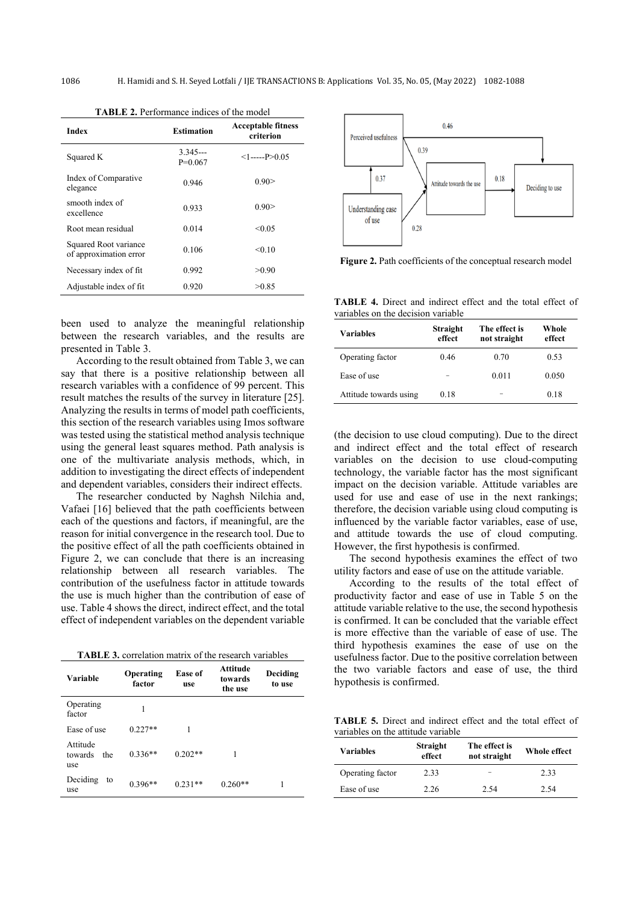**TABLE 2.** Performance indices of the model

| Index | Estimation | Acceptable fitness criterion |
|---|---|---|
| Squared K | 3.345--- P=0.067 | <1-----P>0.05 |
| Index of Comparative elegance | 0.946 | 0.90> |
| smooth index of excellence | 0.933 | 0.90> |
| Root mean residual | 0.014 | <0.05 |
| Squared Root variance of approximation error | 0.106 | <0.10 |
| Necessary index of fit | 0.992 | >0.90 |
| Adjustable index of fit | 0.920 | >0.85 |

been used to analyze the meaningful relationship between the research variables, and the results are presented in Table 3.

According to the result obtained from Table 3, we can say that there is a positive relationship between all research variables with a confidence of 99 percent. This result matches the results of the survey in literature [25]. Analyzing the results in terms of model path coefficients, this section of the research variables using Imos software was tested using the statistical method analysis technique using the general least squares method. Path analysis is one of the multivariate analysis methods, which, in addition to investigating the direct effects of independent and dependent variables, considers their indirect effects.

The researcher conducted by Naghsh Nilchia and, Vafaei [16] believed that the path coefficients between each of the questions and factors, if meaningful, are the reason for initial convergence in the research tool. Due to the positive effect of all the path coefficients obtained in Figure 2, we can conclude that there is an increasing relationship between all research variables. The contribution of the usefulness factor in attitude towards the use is much higher than the contribution of ease of use. Table 4 shows the direct, indirect effect, and the total effect of independent variables on the dependent variable

**TABLE 3.** correlation matrix of the research variables

| Variable | Operating factor | Ease of use | Attitude towards the use | Deciding to use |
|---|---|---|---|---|
| Operating factor | 1 | | | |
| Ease of use | 0.227** | 1 | | |
| Attitude towards the use | 0.336** | 0.202** | 1 | |
| Deciding to use | 0.396** | 0.231** | 0.260** | 1 |

Perceived usefulness — 0.46 → Deciding to use; Perceived usefulness — 0.39 → Attitude towards the use; Understanding ease of use — 0.37 → Perceived usefulness; Understanding ease of use — 0.28 → Attitude towards the use; Attitude towards the use — 0.18 → Deciding to use

**Figure 2.** Path coefficients of the conceptual research model

**TABLE 4.** Direct and indirect effect and the total effect of variables on the decision variable

| Variables | Straight effect | The effect is not straight | Whole effect |
|---|---|---|---|
| Operating factor | 0.46 | 0.70 | 0.53 |
| Ease of use | – | 0.011 | 0.050 |
| Attitude towards using | 0.18 | – | 0.18 |

(the decision to use cloud computing). Due to the direct and indirect effect and the total effect of research variables on the decision to use cloud-computing technology, the variable factor has the most significant impact on the decision variable. Attitude variables are used for use and ease of use in the next rankings; therefore, the decision variable using cloud computing is influenced by the variable factor variables, ease of use, and attitude towards the use of cloud computing. However, the first hypothesis is confirmed.

The second hypothesis examines the effect of two utility factors and ease of use on the attitude variable.

According to the results of the total effect of productivity factor and ease of use in Table 5 on the attitude variable relative to the use, the second hypothesis is confirmed. It can be concluded that the variable effect is more effective than the variable of ease of use. The third hypothesis examines the ease of use on the usefulness factor. Due to the positive correlation between the two variable factors and ease of use, the third hypothesis is confirmed.

**TABLE 5.** Direct and indirect effect and the total effect of variables on the attitude variable

| Variables | Straight effect | The effect is not straight | Whole effect |
|---|---|---|---|
| Operating factor | 2.33 | – | 2.33 |
| Ease of use | 2.26 | 2.54 | 2.54 |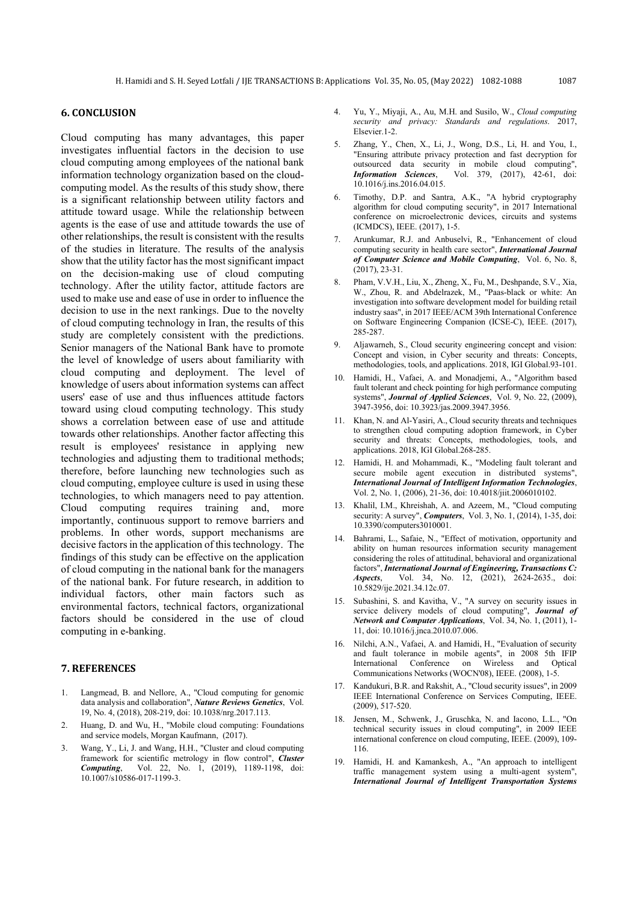## 6. CONCLUSION

Cloud computing has many advantages, this paper investigates influential factors in the decision to use cloud computing among employees of the national bank information technology organization based on the cloud-computing model. As the results of this study show, there is a significant relationship between utility factors and attitude toward usage. While the relationship between agents is the ease of use and attitude towards the use of other relationships, the result is consistent with the results of the studies in literature. The results of the analysis show that the utility factor has the most significant impact on the decision-making use of cloud computing technology. After the utility factor, attitude factors are used to make use and ease of use in order to influence the decision to use in the next rankings. Due to the novelty of cloud computing technology in Iran, the results of this study are completely consistent with the predictions. Senior managers of the National Bank have to promote the level of knowledge of users about familiarity with cloud computing and deployment. The level of knowledge of users about information systems can affect users' ease of use and thus influences attitude factors toward using cloud computing technology. This study shows a correlation between ease of use and attitude towards other relationships. Another factor affecting this result is employees' resistance in applying new technologies and adjusting them to traditional methods; therefore, before launching new technologies such as cloud computing, employee culture is used in using these technologies, to which managers need to pay attention. Cloud computing requires training and, more importantly, continuous support to remove barriers and problems. In other words, support mechanisms are decisive factors in the application of this technology. The findings of this study can be effective on the application of cloud computing in the national bank for the managers of the national bank. For future research, in addition to individual factors, other main factors such as environmental factors, technical factors, organizational factors should be considered in the use of cloud computing in e-banking.

## 7. REFERENCES

1. Langmead, B. and Nellore, A., "Cloud computing for genomic data analysis and collaboration", ***Nature Reviews Genetics***, Vol. 19, No. 4, (2018), 208-219, doi: 10.1038/nrg.2017.113.
2. Huang, D. and Wu, H., "Mobile cloud computing: Foundations and service models, Morgan Kaufmann, (2017).
3. Wang, Y., Li, J. and Wang, H.H., "Cluster and cloud computing framework for scientific metrology in flow control", ***Cluster Computing***, Vol. 22, No. 1, (2019), 1189-1198, doi: 10.1007/s10586-017-1199-3.
4. Yu, Y., Miyaji, A., Au, M.H. and Susilo, W., *Cloud computing security and privacy: Standards and regulations*. 2017, Elsevier.1-2.
5. Zhang, Y., Chen, X., Li, J., Wong, D.S., Li, H. and You, I., "Ensuring attribute privacy protection and fast decryption for outsourced data security in mobile cloud computing", ***Information Sciences***, Vol. 379, (2017), 42-61, doi: 10.1016/j.ins.2016.04.015.
6. Timothy, D.P. and Santra, A.K., "A hybrid cryptography algorithm for cloud computing security", in 2017 International conference on microelectronic devices, circuits and systems (ICMDCS), IEEE. (2017), 1-5.
7. Arunkumar, R.J. and Anbuselvi, R., "Enhancement of cloud computing security in health care sector", ***International Journal of Computer Science and Mobile Computing***, Vol. 6, No. 8, (2017), 23-31.
8. Pham, V.V.H., Liu, X., Zheng, X., Fu, M., Deshpande, S.V., Xia, W., Zhou, R. and Abdelrazek, M., "Paas-black or white: An investigation into software development model for building retail industry saas", in 2017 IEEE/ACM 39th International Conference on Software Engineering Companion (ICSE-C), IEEE. (2017), 285-287.
9. Aljawarneh, S., Cloud security engineering concept and vision: Concept and vision, in Cyber security and threats: Concepts, methodologies, tools, and applications. 2018, IGI Global.93-101.
10. Hamidi, H., Vafaei, A. and Monadjemi, A., "Algorithm based fault tolerant and check pointing for high performance computing systems", ***Journal of Applied Sciences***, Vol. 9, No. 22, (2009), 3947-3956, doi: 10.3923/jas.2009.3947.3956.
11. Khan, N. and Al-Yasiri, A., Cloud security threats and techniques to strengthen cloud computing adoption framework, in Cyber security and threats: Concepts, methodologies, tools, and applications. 2018, IGI Global.268-285.
12. Hamidi, H. and Mohammadi, K., "Modeling fault tolerant and secure mobile agent execution in distributed systems", ***International Journal of Intelligent Information Technologies***, Vol. 2, No. 1, (2006), 21-36, doi: 10.4018/jiit.2006010102.
13. Khalil, I.M., Khreishah, A. and Azeem, M., "Cloud computing security: A survey", ***Computers***, Vol. 3, No. 1, (2014), 1-35, doi: 10.3390/computers3010001.
14. Bahrami, L., Safaie, N., "Effect of motivation, opportunity and ability on human resources information security management considering the roles of attitudinal, behavioral and organizational factors", ***International Journal of Engineering, Transactions C: Aspects***, Vol. 34, No. 12, (2021), 2624-2635., doi: 10.5829/ije.2021.34.12c.07.
15. Subashini, S. and Kavitha, V., "A survey on security issues in service delivery models of cloud computing", ***Journal of Network and Computer Applications***, Vol. 34, No. 1, (2011), 1-11, doi: 10.1016/j.jnca.2010.07.006.
16. Nilchi, A.N., Vafaei, A. and Hamidi, H., "Evaluation of security and fault tolerance in mobile agents", in 2008 5th IFIP International Conference on Wireless and Optical Communications Networks (WOCN'08), IEEE. (2008), 1-5.
17. Kandukuri, B.R. and Rakshit, A., "Cloud security issues", in 2009 IEEE International Conference on Services Computing, IEEE. (2009), 517-520.
18. Jensen, M., Schwenk, J., Gruschka, N. and Iacono, L.L., "On technical security issues in cloud computing", in 2009 IEEE international conference on cloud computing, IEEE. (2009), 109-116.
19. Hamidi, H. and Kamankesh, A., "An approach to intelligent traffic management system using a multi-agent system", ***International Journal of Intelligent Transportation Systems***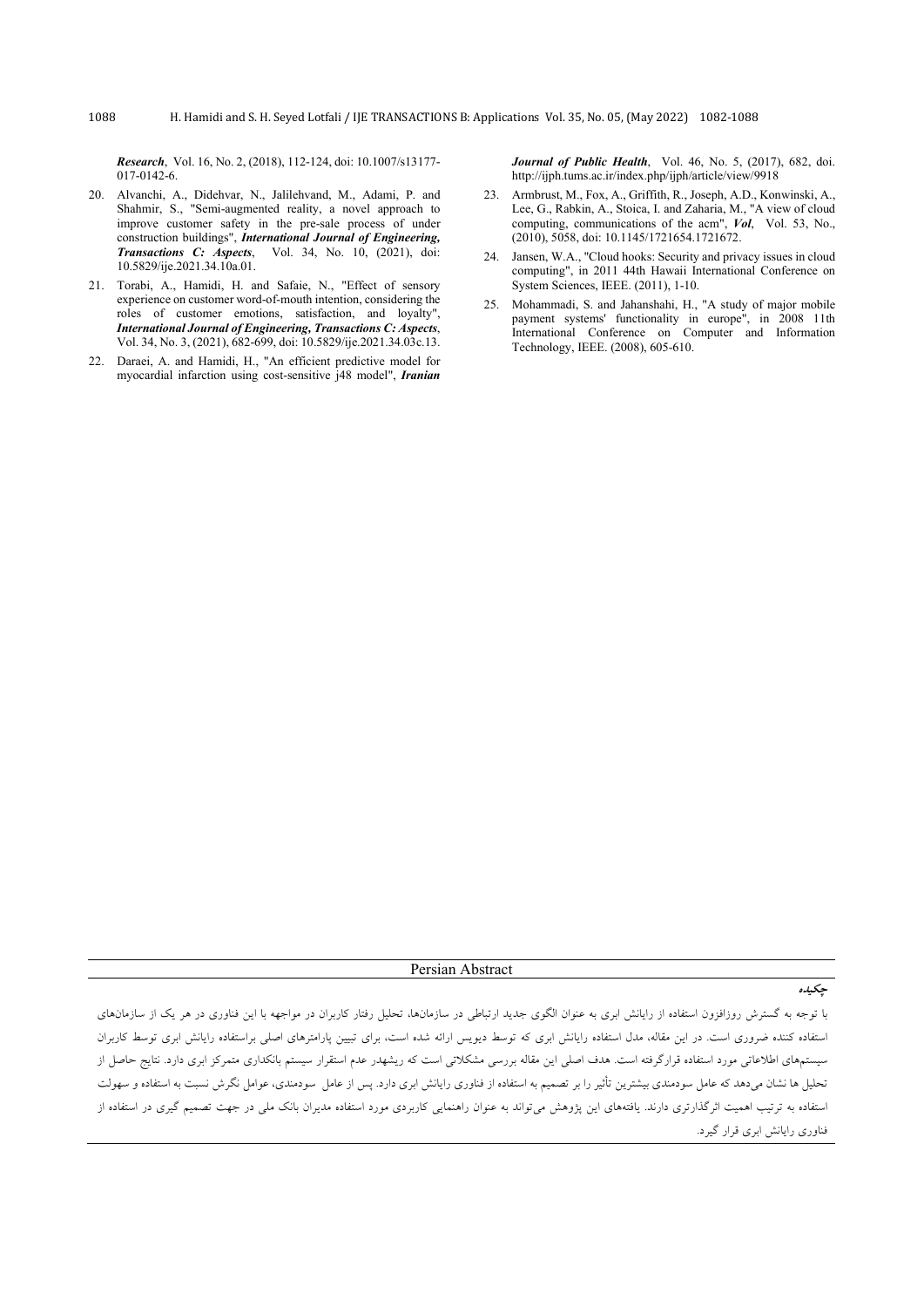*Research*, Vol. 16, No. 2, (2018), 112-124, doi: 10.1007/s13177-017-0142-6.

20. Alvanchi, A., Didehvar, N., Jalilehvand, M., Adami, P. and Shahmir, S., "Semi-augmented reality, a novel approach to improve customer safety in the pre-sale process of under construction buildings", ***International Journal of Engineering, Transactions C: Aspects***, Vol. 34, No. 10, (2021), doi: 10.5829/ije.2021.34.10a.01.
21. Torabi, A., Hamidi, H. and Safaie, N., "Effect of sensory experience on customer word-of-mouth intention, considering the roles of customer emotions, satisfaction, and loyalty", ***International Journal of Engineering, Transactions C: Aspects***, Vol. 34, No. 3, (2021), 682-699, doi: 10.5829/ije.2021.34.03c.13.
22. Daraei, A. and Hamidi, H., "An efficient predictive model for myocardial infarction using cost-sensitive j48 model", ***Iranian Journal of Public Health***, Vol. 46, No. 5, (2017), 682, doi. http://ijph.tums.ac.ir/index.php/ijph/article/view/9918
23. Armbrust, M., Fox, A., Griffith, R., Joseph, A.D., Konwinski, A., Lee, G., Rabkin, A., Stoica, I. and Zaharia, M., "A view of cloud computing, communications of the acm", ***Vol***, Vol. 53, No., (2010), 5058, doi: 10.1145/1721654.1721672.
24. Jansen, W.A., "Cloud hooks: Security and privacy issues in cloud computing", in 2011 44th Hawaii International Conference on System Sciences, IEEE. (2011), 1-10.
25. Mohammadi, S. and Jahanshahi, H., "A study of major mobile payment systems' functionality in europe", in 2008 11th International Conference on Computer and Information Technology, IEEE. (2008), 605-610.

## Persian Abstract

**چکیده**

با توجه به گسترش روزافزون استفاده از رایانش ابری به عنوان الگوی جدید ارتباطی در سازمان‌ها، تحلیل رفتار کاربران در مواجهه با این فناوری در هر یک از سازمان‌های استفاده کننده ضروری است. در این مقاله، مدل استفاده رایانش ابری که توسط دیویس ارائه شده است، برای تبیین پارامترهای اصلی براستفاده رایانش ابری توسط کاربران سیستم‌های اطلاعاتی مورد استفاده قرارگرفته است. هدف اصلی این مقاله بررسی مشکلاتی است که ریشه‌در عدم استقرار سیستم بانکداری متمرکز ابری دارد. نتایج حاصل از تحلیل ها نشان می‌دهد که عامل سودمندی بیشترین تأثیر را بر تصمیم به استفاده از فناوری رایانش ابری دارد. پس از عامل سودمندی، عوامل نگرش نسبت به استفاده و سهولت استفاده به ترتیب اهمیت اثرگذارتری دارند. یافته‌های این پژوهش می‌تواند به عنوان راهنمایی کاربردی مورد استفاده مدیران بانک ملی در جهت تصمیم گیری در استفاده از فناوری رایانش ابری قرار گیرد.